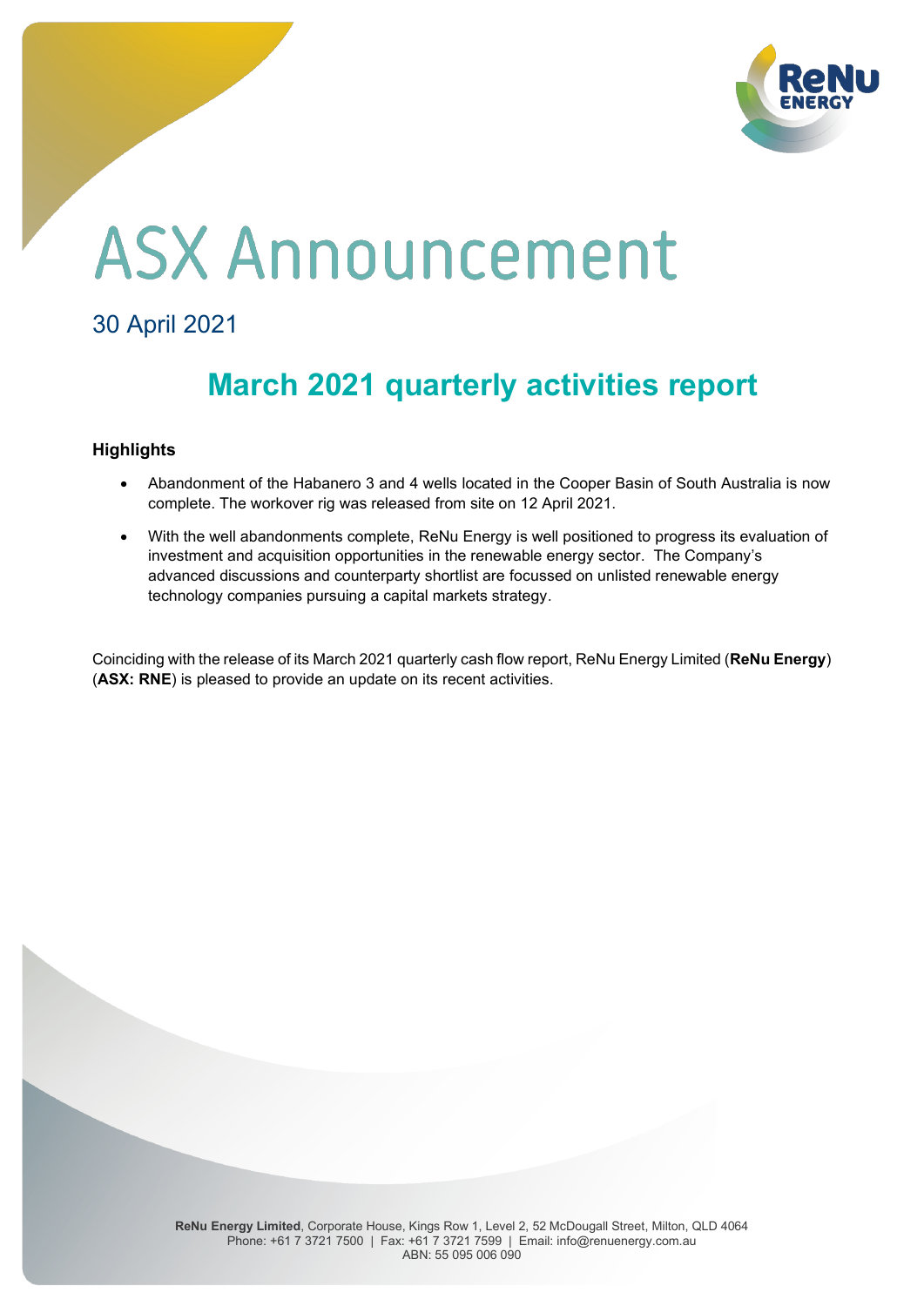# ASX Announcement

30 April 2021

## March 2021 quarterly activities report

### Highlights

- Abandonment of the Habanero 3 and 4 wells located in the Cooper Basin of South Australia is now complete. The workover rig was released from site on 12 April 2021.
- With the well abandonments complete, ReNu Energy is well positioned to progress its evaluation of investment and acquisition opportunities in the renewable energy sector. The Company's advanced discussions and counterparty shortlist are focussed on unlisted renewable energy technology companies pursuing a capital markets strategy.

Coinciding with the release of its March 2021 quarterly cash flow report, ReNu Energy Limited (**ReNu Energy**) (**ASX: RNE**) is pleased to provide an update on its recent activities.

**ReNu Energy Limited**, Corporate House, Kings Row 1, Level 2, 52 McDougall Street, Milton, QLD 4064
Phone: +61 7 3721 7500 | Fax: +61 7 3721 7599 | Email: info@renuenergy.com.au
ABN: 55 095 006 090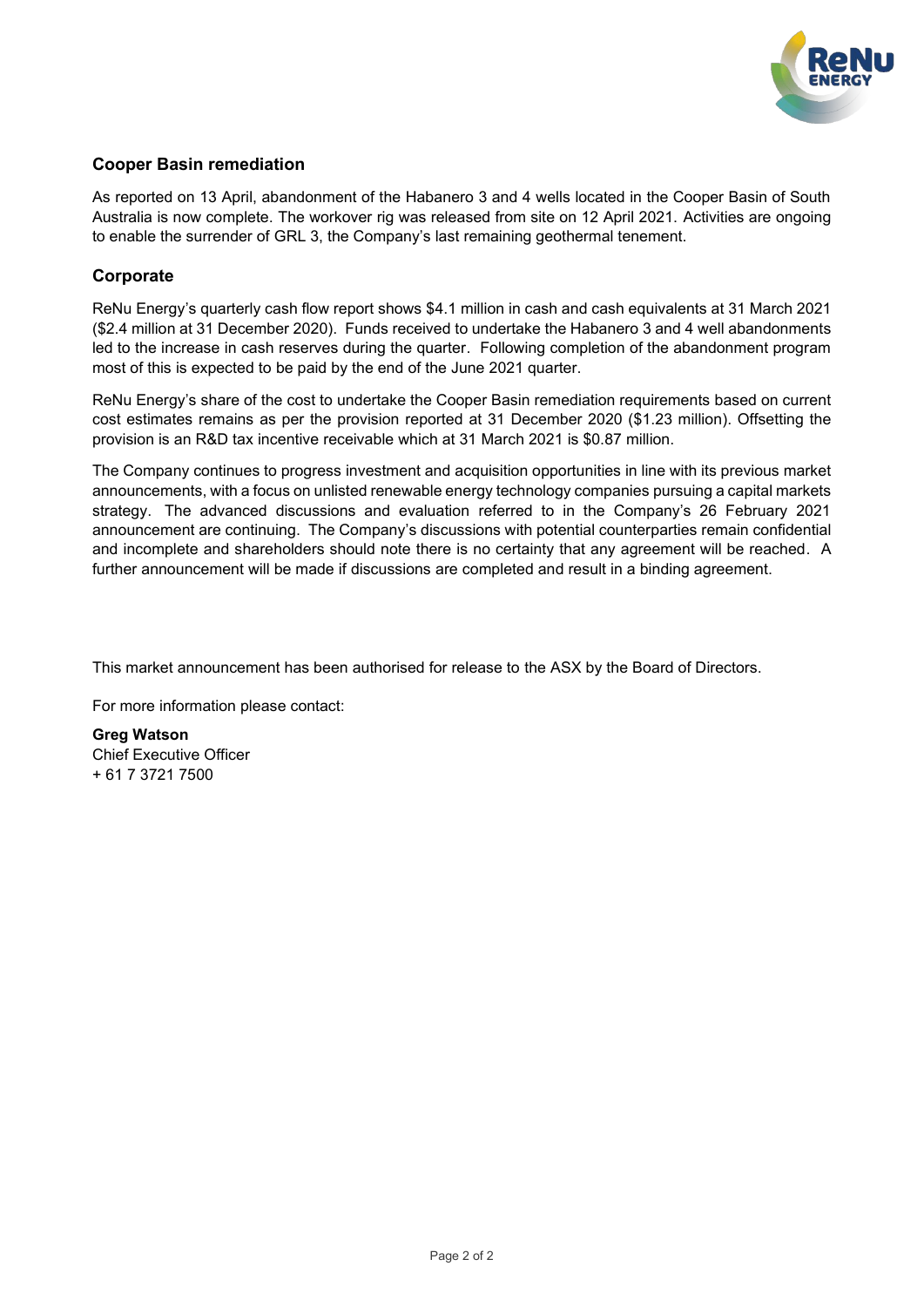## Cooper Basin remediation

As reported on 13 April, abandonment of the Habanero 3 and 4 wells located in the Cooper Basin of South Australia is now complete. The workover rig was released from site on 12 April 2021. Activities are ongoing to enable the surrender of GRL 3, the Company's last remaining geothermal tenement.

## Corporate

ReNu Energy's quarterly cash flow report shows $4.1 million in cash and cash equivalents at 31 March 2021 ($2.4 million at 31 December 2020). Funds received to undertake the Habanero 3 and 4 well abandonments led to the increase in cash reserves during the quarter. Following completion of the abandonment program most of this is expected to be paid by the end of the June 2021 quarter.

ReNu Energy's share of the cost to undertake the Cooper Basin remediation requirements based on current cost estimates remains as per the provision reported at 31 December 2020 ($1.23 million). Offsetting the provision is an R&D tax incentive receivable which at 31 March 2021 is $0.87 million.

The Company continues to progress investment and acquisition opportunities in line with its previous market announcements, with a focus on unlisted renewable energy technology companies pursuing a capital markets strategy. The advanced discussions and evaluation referred to in the Company's 26 February 2021 announcement are continuing. The Company's discussions with potential counterparties remain confidential and incomplete and shareholders should note there is no certainty that any agreement will be reached. A further announcement will be made if discussions are completed and result in a binding agreement.

This market announcement has been authorised for release to the ASX by the Board of Directors.

For more information please contact:

**Greg Watson**
Chief Executive Officer
+ 61 7 3721 7500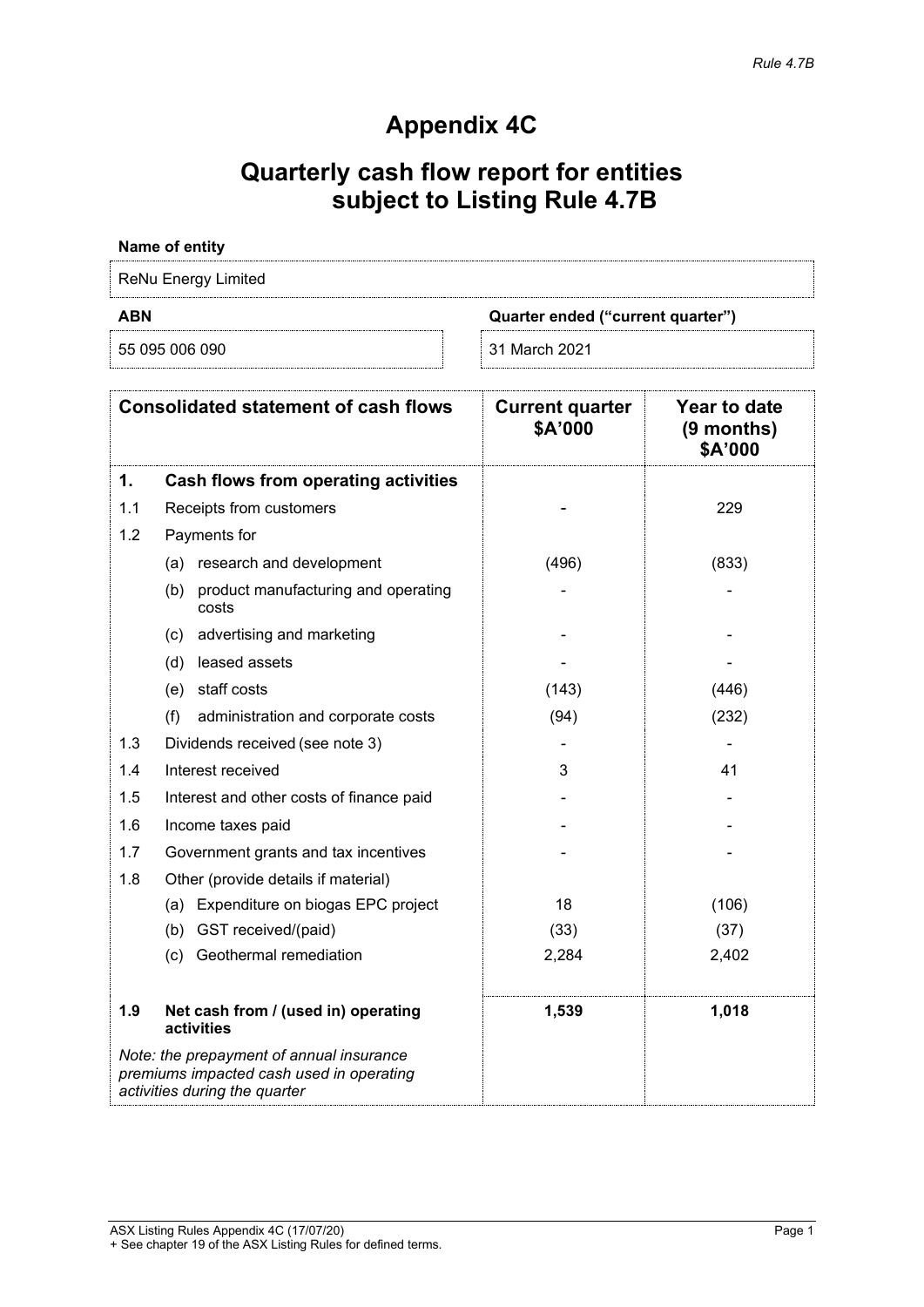*Rule 4.7B*

# Appendix 4C

## Quarterly cash flow report for entities subject to Listing Rule 4.7B

**Name of entity**

ReNu Energy Limited

| **ABN** | **Quarter ended ("current quarter")** |
|---|---|
| 55 095 006 090 | 31 March 2021 |

| **Consolidated statement of cash flows** | | **Current quarter \$A'000** | **Year to date (9 months) \$A'000** |
|---|---|---|---|
| **1.** | **Cash flows from operating activities** | | |
| 1.1 | Receipts from customers | - | 229 |
| 1.2 | Payments for | | |
| | (a) research and development | (496) | (833) |
| | (b) product manufacturing and operating costs | - | - |
| | (c) advertising and marketing | - | - |
| | (d) leased assets | - | - |
| | (e) staff costs | (143) | (446) |
| | (f) administration and corporate costs | (94) | (232) |
| 1.3 | Dividends received (see note 3) | - | - |
| 1.4 | Interest received | 3 | 41 |
| 1.5 | Interest and other costs of finance paid | - | - |
| 1.6 | Income taxes paid | - | - |
| 1.7 | Government grants and tax incentives | - | - |
| 1.8 | Other (provide details if material) | | |
| | (a) Expenditure on biogas EPC project | 18 | (106) |
| | (b) GST received/(paid) | (33) | (37) |
| | (c) Geothermal remediation | 2,284 | 2,402 |
| **1.9** | **Net cash from / (used in) operating activities** | **1,539** | **1,018** |
| *Note: the prepayment of annual insurance premiums impacted cash used in operating activities during the quarter* | | | |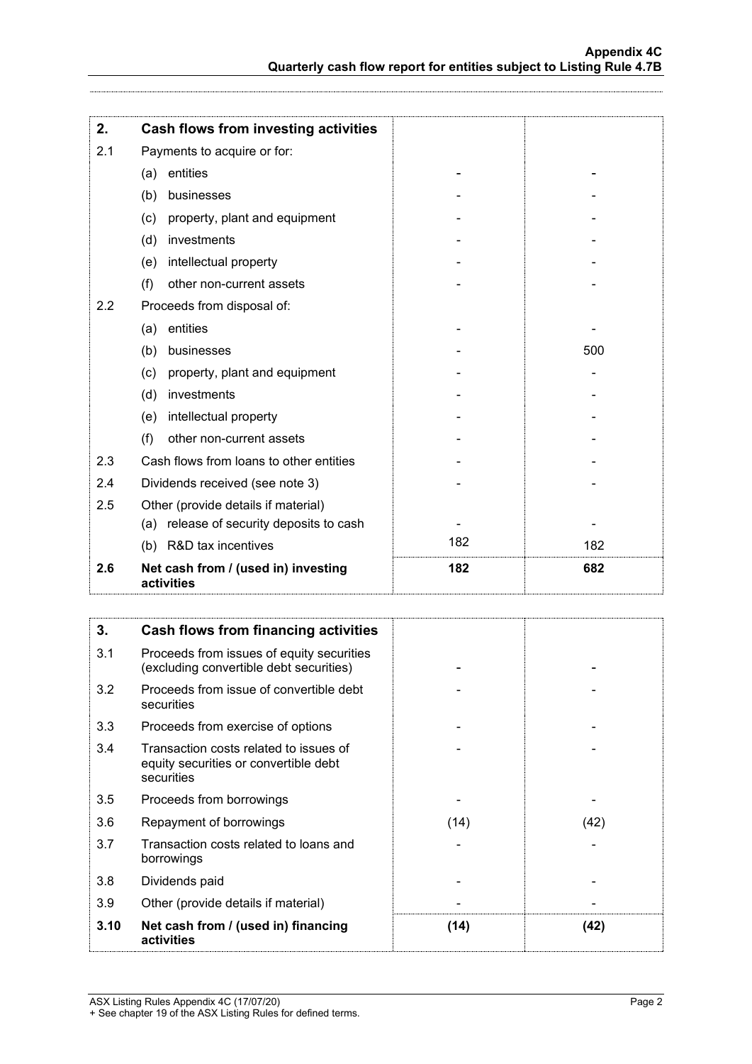| 2. | Cash flows from investing activities | | |
|---|---|---|---|
| 2.1 | Payments to acquire or for: | | |
| | (a) entities | - | - |
| | (b) businesses | - | - |
| | (c) property, plant and equipment | - | - |
| | (d) investments | - | - |
| | (e) intellectual property | - | - |
| | (f) other non-current assets | - | - |
| 2.2 | Proceeds from disposal of: | | |
| | (a) entities | - | - |
| | (b) businesses | - | 500 |
| | (c) property, plant and equipment | - | - |
| | (d) investments | - | - |
| | (e) intellectual property | - | - |
| | (f) other non-current assets | - | - |
| 2.3 | Cash flows from loans to other entities | - | - |
| 2.4 | Dividends received (see note 3) | - | - |
| 2.5 | Other (provide details if material) | | |
| | (a) release of security deposits to cash | - | - |
| | (b) R&D tax incentives | 182 | 182 |
| **2.6** | **Net cash from / (used in) investing activities** | **182** | **682** |

| 3. | Cash flows from financing activities | | |
|---|---|---|---|
| 3.1 | Proceeds from issues of equity securities (excluding convertible debt securities) | - | - |
| 3.2 | Proceeds from issue of convertible debt securities | - | - |
| 3.3 | Proceeds from exercise of options | - | - |
| 3.4 | Transaction costs related to issues of equity securities or convertible debt securities | - | - |
| 3.5 | Proceeds from borrowings | - | - |
| 3.6 | Repayment of borrowings | (14) | (42) |
| 3.7 | Transaction costs related to loans and borrowings | - | - |
| 3.8 | Dividends paid | - | - |
| 3.9 | Other (provide details if material) | - | - |
| **3.10** | **Net cash from / (used in) financing activities** | **(14)** | **(42)** |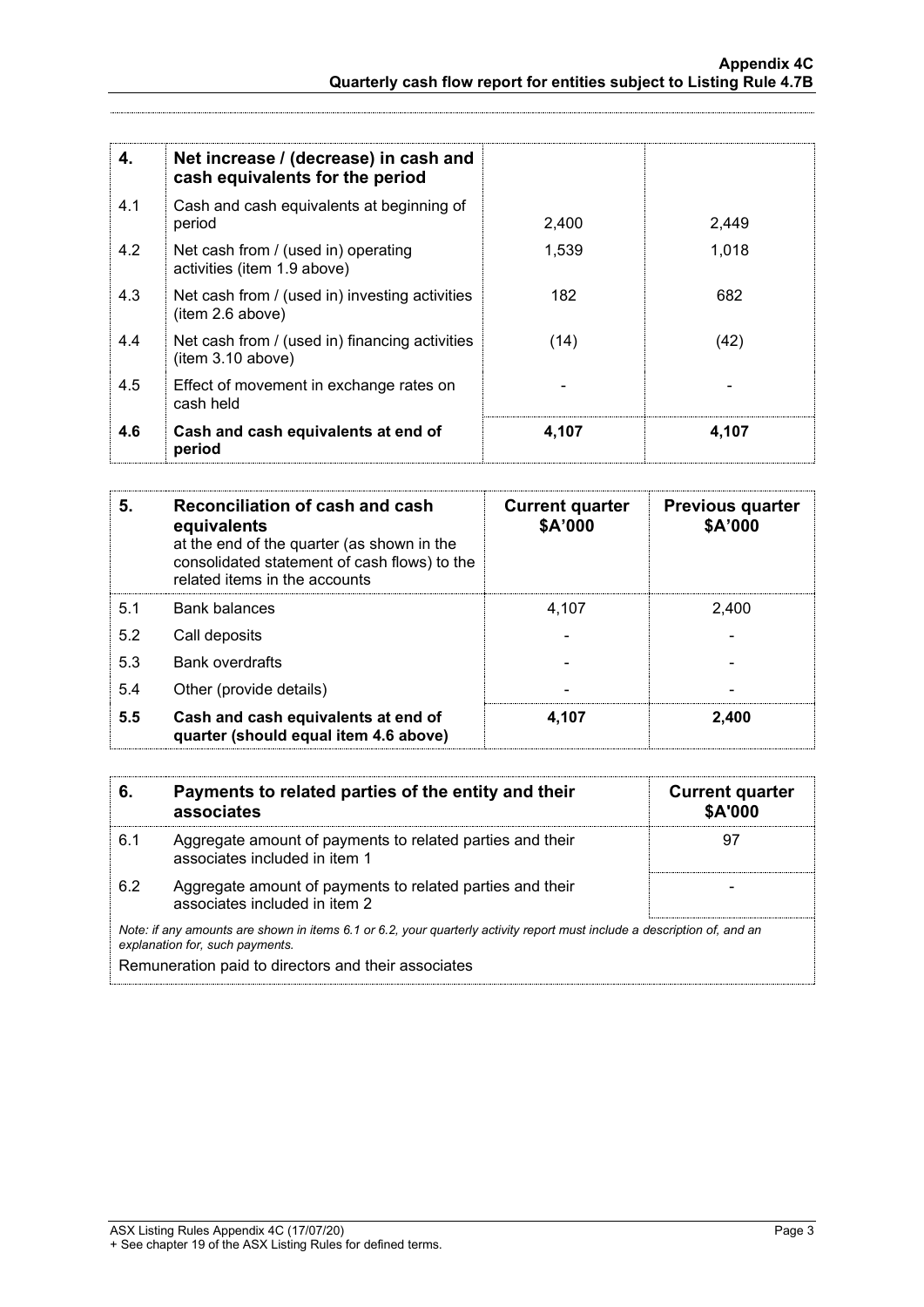| 4. | Net increase / (decrease) in cash and cash equivalents for the period | | |
|---|---|---|---|
| 4.1 | Cash and cash equivalents at beginning of period | 2,400 | 2,449 |
| 4.2 | Net cash from / (used in) operating activities (item 1.9 above) | 1,539 | 1,018 |
| 4.3 | Net cash from / (used in) investing activities (item 2.6 above) | 182 | 682 |
| 4.4 | Net cash from / (used in) financing activities (item 3.10 above) | (14) | (42) |
| 4.5 | Effect of movement in exchange rates on cash held | - | - |
| **4.6** | **Cash and cash equivalents at end of period** | **4,107** | **4,107** |

| 5. | **Reconciliation of cash and cash equivalents** at the end of the quarter (as shown in the consolidated statement of cash flows) to the related items in the accounts | **Current quarter $A'000** | **Previous quarter $A'000** |
|---|---|---|---|
| 5.1 | Bank balances | 4,107 | 2,400 |
| 5.2 | Call deposits | - | - |
| 5.3 | Bank overdrafts | - | - |
| 5.4 | Other (provide details) | - | - |
| **5.5** | **Cash and cash equivalents at end of quarter (should equal item 4.6 above)** | **4,107** | **2,400** |

| 6. | **Payments to related parties of the entity and their associates** | **Current quarter $A'000** |
|---|---|---|
| 6.1 | Aggregate amount of payments to related parties and their associates included in item 1 | 97 |
| 6.2 | Aggregate amount of payments to related parties and their associates included in item 2 | - |

*Note: if any amounts are shown in items 6.1 or 6.2, your quarterly activity report must include a description of, and an explanation for, such payments.*

Remuneration paid to directors and their associates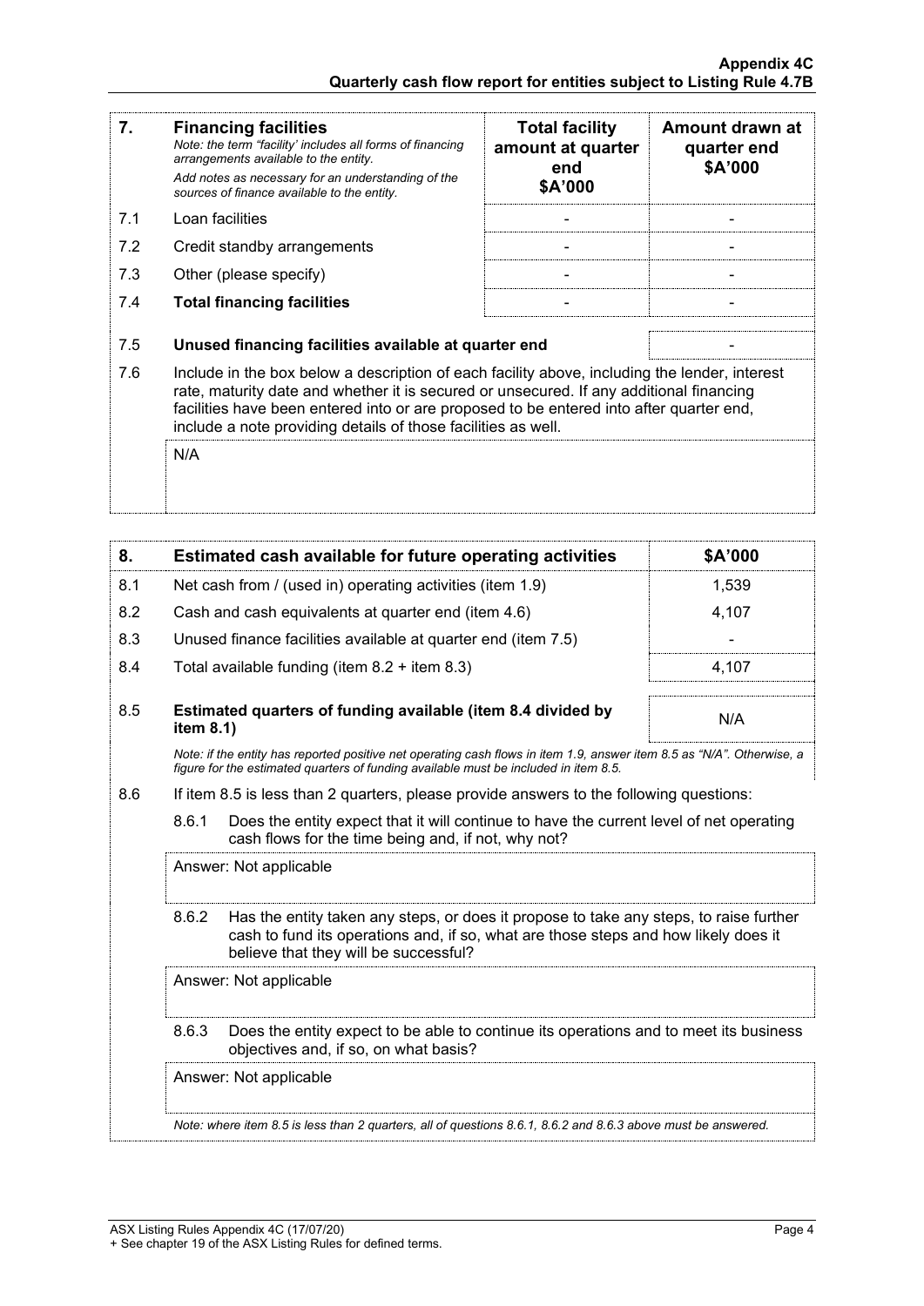| 7. | **Financing facilities**<br>*Note: the term "facility' includes all forms of financing arrangements available to the entity.*<br>*Add notes as necessary for an understanding of the sources of finance available to the entity.* | **Total facility amount at quarter end $A'000** | **Amount drawn at quarter end $A'000** |
|---|---|---|---|
| 7.1 | Loan facilities | - | - |
| 7.2 | Credit standby arrangements | - | - |
| 7.3 | Other (please specify) | - | - |
| 7.4 | **Total financing facilities** | - | - |

| | | |
|---|---|---|
| 7.5 | **Unused financing facilities available at quarter end** | - |

7.6 Include in the box below a description of each facility above, including the lender, interest rate, maturity date and whether it is secured or unsecured. If any additional financing facilities have been entered into or are proposed to be entered into after quarter end, include a note providing details of those facilities as well.

N/A

| 8. | **Estimated cash available for future operating activities** | **$A'000** |
|---|---|---|
| 8.1 | Net cash from / (used in) operating activities (item 1.9) | 1,539 |
| 8.2 | Cash and cash equivalents at quarter end (item 4.6) | 4,107 |
| 8.3 | Unused finance facilities available at quarter end (item 7.5) | - |
| 8.4 | Total available funding (item 8.2 + item 8.3) | 4,107 |
| 8.5 | **Estimated quarters of funding available (item 8.4 divided by item 8.1)** | N/A |

*Note: if the entity has reported positive net operating cash flows in item 1.9, answer item 8.5 as "N/A". Otherwise, a figure for the estimated quarters of funding available must be included in item 8.5.*

8.6 If item 8.5 is less than 2 quarters, please provide answers to the following questions:

8.6.1 Does the entity expect that it will continue to have the current level of net operating cash flows for the time being and, if not, why not?

Answer: Not applicable

8.6.2 Has the entity taken any steps, or does it propose to take any steps, to raise further cash to fund its operations and, if so, what are those steps and how likely does it believe that they will be successful?

Answer: Not applicable

8.6.3 Does the entity expect to be able to continue its operations and to meet its business objectives and, if so, on what basis?

Answer: Not applicable

*Note: where item 8.5 is less than 2 quarters, all of questions 8.6.1, 8.6.2 and 8.6.3 above must be answered.*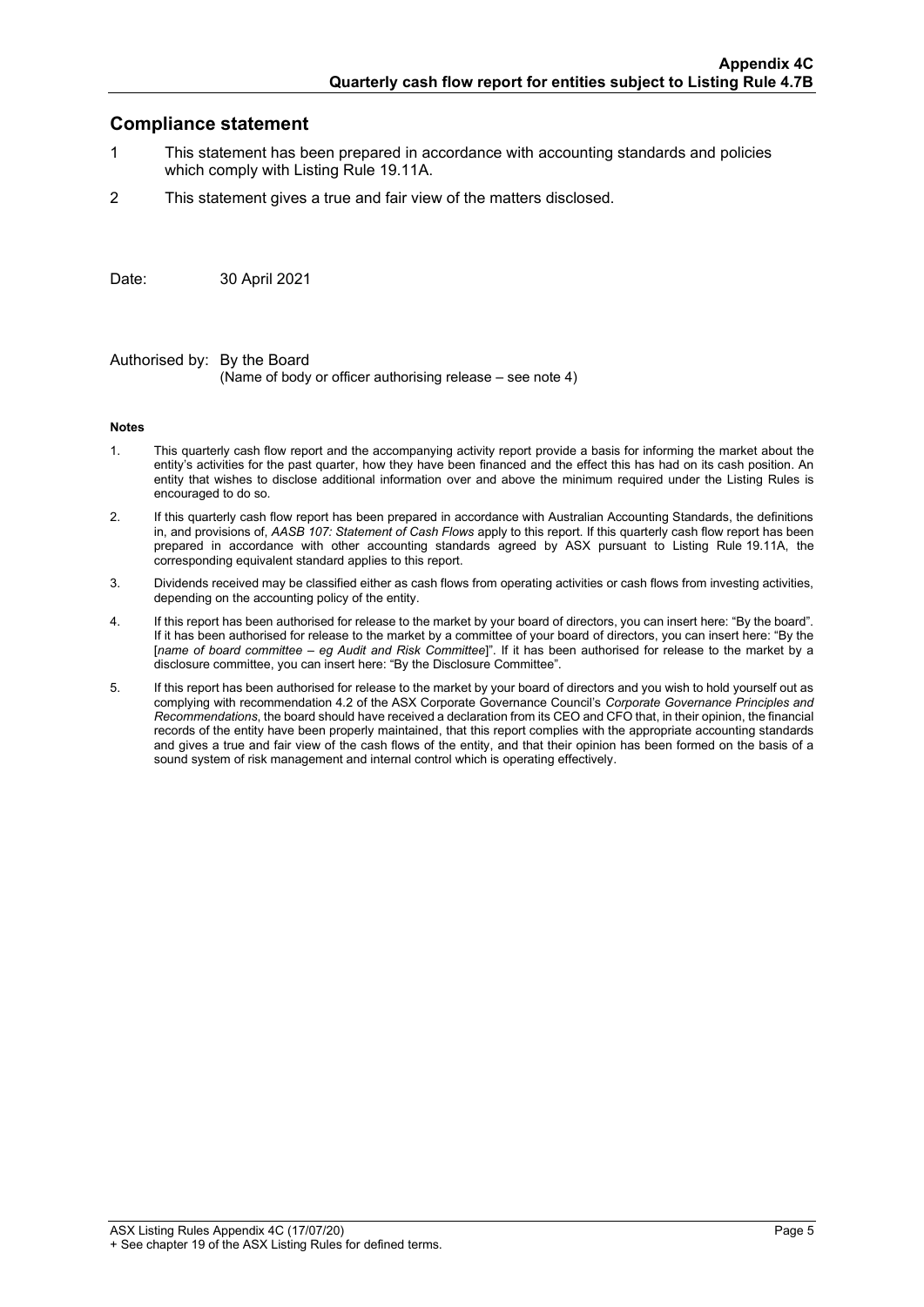## Compliance statement

1. This statement has been prepared in accordance with accounting standards and policies which comply with Listing Rule 19.11A.
2. This statement gives a true and fair view of the matters disclosed.

Date: 30 April 2021

Authorised by: By the Board
(Name of body or officer authorising release – see note 4)

**Notes**

1. This quarterly cash flow report and the accompanying activity report provide a basis for informing the market about the entity's activities for the past quarter, how they have been financed and the effect this has had on its cash position. An entity that wishes to disclose additional information over and above the minimum required under the Listing Rules is encouraged to do so.
2. If this quarterly cash flow report has been prepared in accordance with Australian Accounting Standards, the definitions in, and provisions of, *AASB 107: Statement of Cash Flows* apply to this report. If this quarterly cash flow report has been prepared in accordance with other accounting standards agreed by ASX pursuant to Listing Rule 19.11A, the corresponding equivalent standard applies to this report.
3. Dividends received may be classified either as cash flows from operating activities or cash flows from investing activities, depending on the accounting policy of the entity.
4. If this report has been authorised for release to the market by your board of directors, you can insert here: "By the board". If it has been authorised for release to the market by a committee of your board of directors, you can insert here: "By the [*name of board committee – eg Audit and Risk Committee*]". If it has been authorised for release to the market by a disclosure committee, you can insert here: "By the Disclosure Committee".
5. If this report has been authorised for release to the market by your board of directors and you wish to hold yourself out as complying with recommendation 4.2 of the ASX Corporate Governance Council's *Corporate Governance Principles and Recommendations*, the board should have received a declaration from its CEO and CFO that, in their opinion, the financial records of the entity have been properly maintained, that this report complies with the appropriate accounting standards and gives a true and fair view of the cash flows of the entity, and that their opinion has been formed on the basis of a sound system of risk management and internal control which is operating effectively.